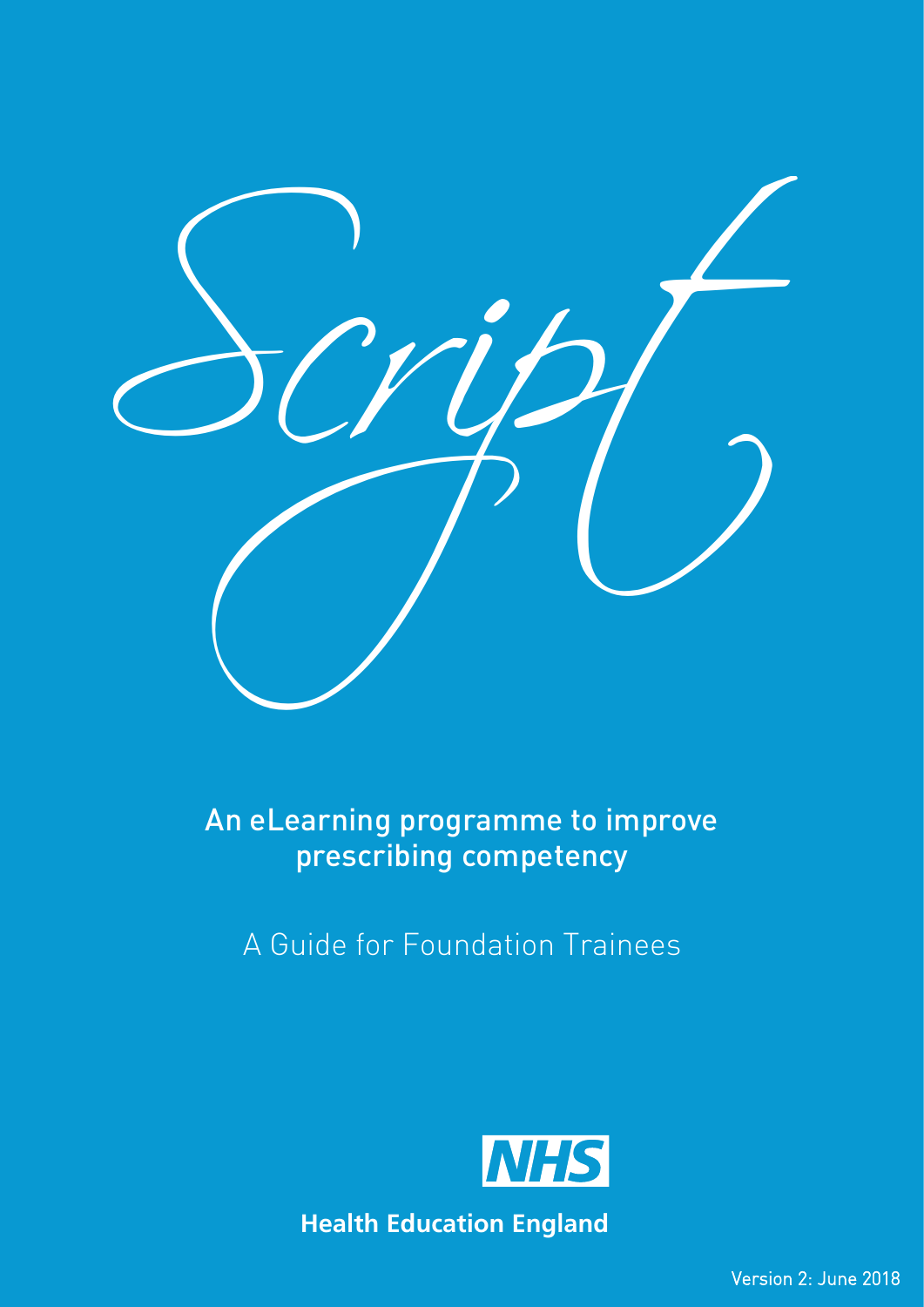# Script

## An eLearning programme to improve prescribing competency

A Guide for Foundation Trainees

NHS

**Health Education England**

Version 2: June 2018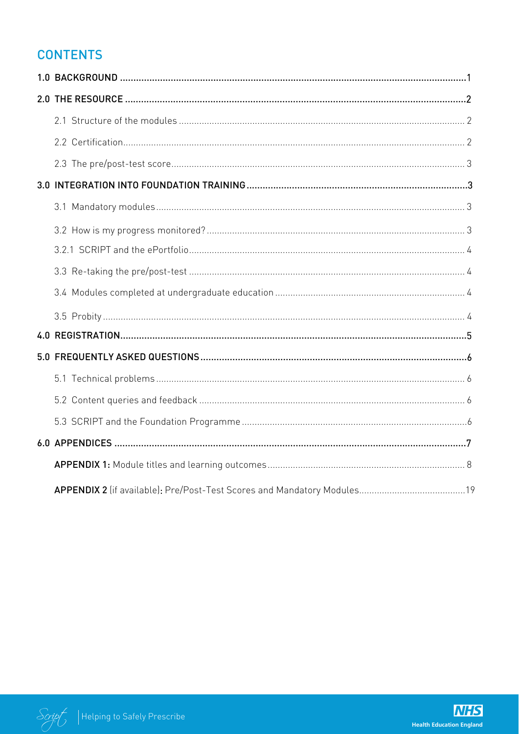# CONTENTS

1.0 BACKGROUND .......... 1

2.0 THE RESOURCE .......... 2

- 2.1 Structure of the modules .......... 2
- 2.2 Certification .......... 2
- 2.3 The pre/post-test score .......... 3

3.0 INTEGRATION INTO FOUNDATION TRAINING .......... 3

- 3.1 Mandatory modules .......... 3
- 3.2 How is my progress monitored? .......... 3
- 3.2.1 SCRIPT and the ePortfolio .......... 4
- 3.3 Re-taking the pre/post-test .......... 4
- 3.4 Modules completed at undergraduate education .......... 4
- 3.5 Probity .......... 4

4.0 REGISTRATION .......... 5

5.0 FREQUENTLY ASKED QUESTIONS .......... 6

- 5.1 Technical problems .......... 6
- 5.2 Content queries and feedback .......... 6
- 5.3 SCRIPT and the Foundation Programme .......... 6

6.0 APPENDICES .......... 7

- **APPENDIX 1:** Module titles and learning outcomes .......... 8
- **APPENDIX 2** (if available): Pre/Post-Test Scores and Mandatory Modules .......... 19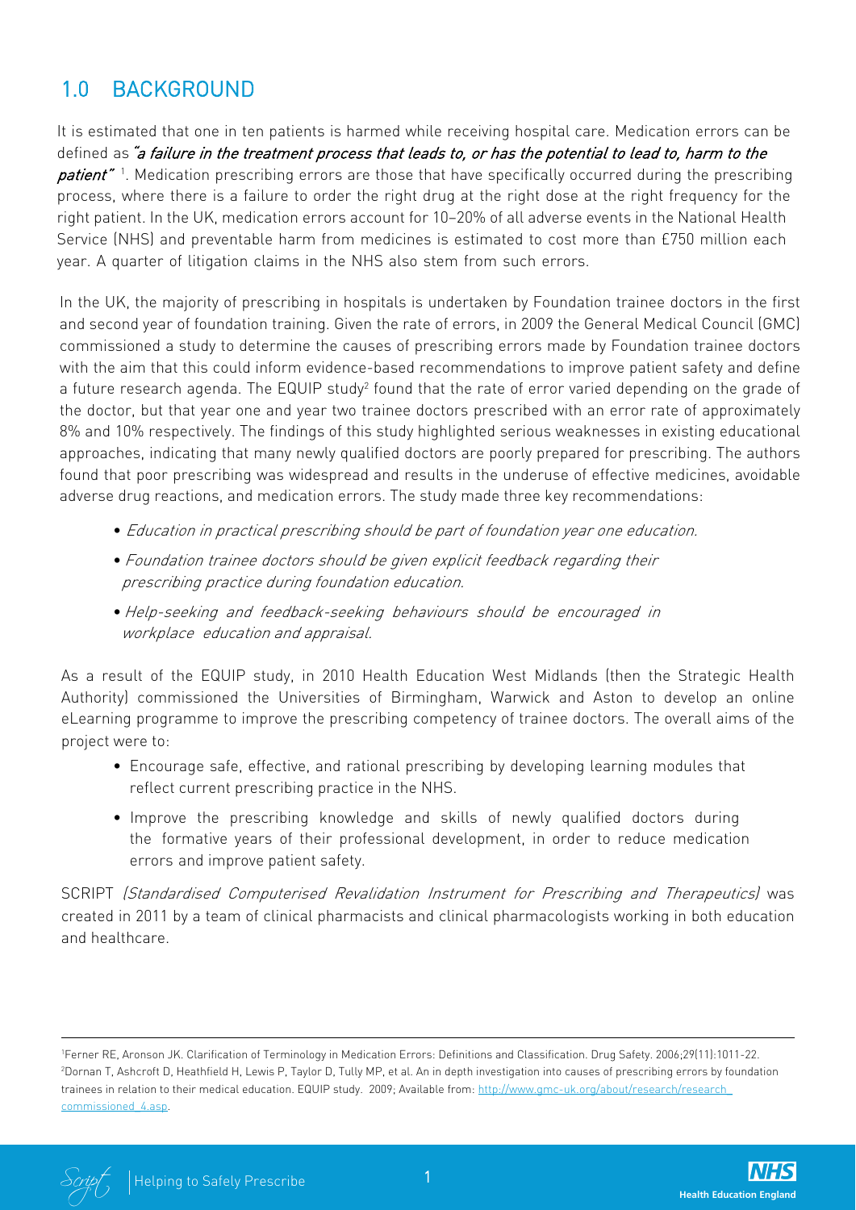## 1.0 BACKGROUND

It is estimated that one in ten patients is harmed while receiving hospital care. Medication errors can be defined as ***"a failure in the treatment process that leads to, or has the potential to lead to, harm to the patient"*** [1]. Medication prescribing errors are those that have specifically occurred during the prescribing process, where there is a failure to order the right drug at the right dose at the right frequency for the right patient. In the UK, medication errors account for 10–20% of all adverse events in the National Health Service (NHS) and preventable harm from medicines is estimated to cost more than £750 million each year. A quarter of litigation claims in the NHS also stem from such errors.

In the UK, the majority of prescribing in hospitals is undertaken by Foundation trainee doctors in the first and second year of foundation training. Given the rate of errors, in 2009 the General Medical Council (GMC) commissioned a study to determine the causes of prescribing errors made by Foundation trainee doctors with the aim that this could inform evidence-based recommendations to improve patient safety and define a future research agenda. The EQUIP study[2] found that the rate of error varied depending on the grade of the doctor, but that year one and year two trainee doctors prescribed with an error rate of approximately 8% and 10% respectively. The findings of this study highlighted serious weaknesses in existing educational approaches, indicating that many newly qualified doctors are poorly prepared for prescribing. The authors found that poor prescribing was widespread and results in the underuse of effective medicines, avoidable adverse drug reactions, and medication errors. The study made three key recommendations:

- *Education in practical prescribing should be part of foundation year one education.*
- *Foundation trainee doctors should be given explicit feedback regarding their prescribing practice during foundation education.*
- *Help-seeking and feedback-seeking behaviours should be encouraged in workplace education and appraisal.*

As a result of the EQUIP study, in 2010 Health Education West Midlands (then the Strategic Health Authority) commissioned the Universities of Birmingham, Warwick and Aston to develop an online eLearning programme to improve the prescribing competency of trainee doctors. The overall aims of the project were to:

- Encourage safe, effective, and rational prescribing by developing learning modules that reflect current prescribing practice in the NHS.
- Improve the prescribing knowledge and skills of newly qualified doctors during the formative years of their professional development, in order to reduce medication errors and improve patient safety.

SCRIPT *(Standardised Computerised Revalidation Instrument for Prescribing and Therapeutics)* was created in 2011 by a team of clinical pharmacists and clinical pharmacologists working in both education and healthcare.

---

[1] Ferner RE, Aronson JK. Clarification of Terminology in Medication Errors: Definitions and Classification. Drug Safety. 2006;29(11):1011-22.
[2] Dornan T, Ashcroft D, Heathfield H, Lewis P, Taylor D, Tully MP, et al. An in depth investigation into causes of prescribing errors by foundation trainees in relation to their medical education. EQUIP study. 2009; Available from: http://www.gmc-uk.org/about/research/research_commissioned_4.asp.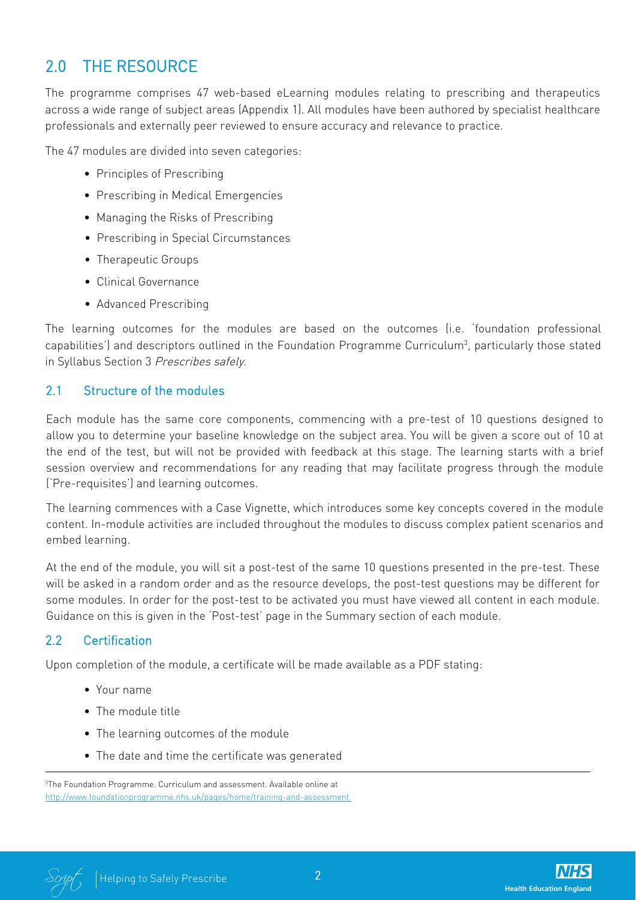## 2.0 THE RESOURCE

The programme comprises 47 web-based eLearning modules relating to prescribing and therapeutics across a wide range of subject areas (Appendix 1). All modules have been authored by specialist healthcare professionals and externally peer reviewed to ensure accuracy and relevance to practice.

The 47 modules are divided into seven categories:

- Principles of Prescribing
- Prescribing in Medical Emergencies
- Managing the Risks of Prescribing
- Prescribing in Special Circumstances
- Therapeutic Groups
- Clinical Governance
- Advanced Prescribing

The learning outcomes for the modules are based on the outcomes (i.e. 'foundation professional capabilities') and descriptors outlined in the Foundation Programme Curriculum[3], particularly those stated in Syllabus Section 3 *Prescribes safely*.

### 2.1 Structure of the modules

Each module has the same core components, commencing with a pre-test of 10 questions designed to allow you to determine your baseline knowledge on the subject area. You will be given a score out of 10 at the end of the test, but will not be provided with feedback at this stage. The learning starts with a brief session overview and recommendations for any reading that may facilitate progress through the module ('Pre-requisites') and learning outcomes.

The learning commences with a Case Vignette, which introduces some key concepts covered in the module content. In-module activities are included throughout the modules to discuss complex patient scenarios and embed learning.

At the end of the module, you will sit a post-test of the same 10 questions presented in the pre-test. These will be asked in a random order and as the resource develops, the post-test questions may be different for some modules. In order for the post-test to be activated you must have viewed all content in each module. Guidance on this is given in the 'Post-test' page in the Summary section of each module.

### 2.2 Certification

Upon completion of the module, a certificate will be made available as a PDF stating:

- Your name
- The module title
- The learning outcomes of the module
- The date and time the certificate was generated

[3]The Foundation Programme. Curriculum and assessment. Available online at http://www.foundationprogramme.nhs.uk/pages/home/training-and-assessment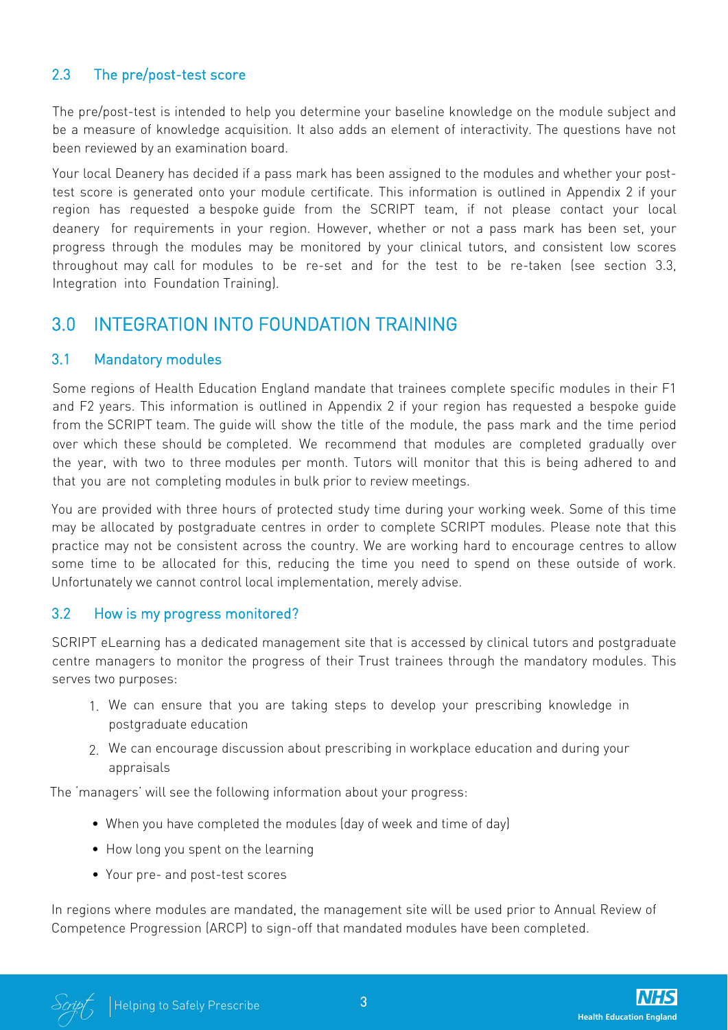### 2.3 The pre/post-test score

The pre/post-test is intended to help you determine your baseline knowledge on the module subject and be a measure of knowledge acquisition. It also adds an element of interactivity. The questions have not been reviewed by an examination board.

Your local Deanery has decided if a pass mark has been assigned to the modules and whether your post-test score is generated onto your module certificate. This information is outlined in Appendix 2 if your region has requested a bespoke guide from the SCRIPT team, if not please contact your local deanery for requirements in your region. However, whether or not a pass mark has been set, your progress through the modules may be monitored by your clinical tutors, and consistent low scores throughout may call for modules to be re-set and for the test to be re-taken (see section 3.3, Integration into Foundation Training).

## 3.0 INTEGRATION INTO FOUNDATION TRAINING

### 3.1 Mandatory modules

Some regions of Health Education England mandate that trainees complete specific modules in their F1 and F2 years. This information is outlined in Appendix 2 if your region has requested a bespoke guide from the SCRIPT team. The guide will show the title of the module, the pass mark and the time period over which these should be completed. We recommend that modules are completed gradually over the year, with two to three modules per month. Tutors will monitor that this is being adhered to and that you are not completing modules in bulk prior to review meetings.

You are provided with three hours of protected study time during your working week. Some of this time may be allocated by postgraduate centres in order to complete SCRIPT modules. Please note that this practice may not be consistent across the country. We are working hard to encourage centres to allow some time to be allocated for this, reducing the time you need to spend on these outside of work. Unfortunately we cannot control local implementation, merely advise.

### 3.2 How is my progress monitored?

SCRIPT eLearning has a dedicated management site that is accessed by clinical tutors and postgraduate centre managers to monitor the progress of their Trust trainees through the mandatory modules. This serves two purposes:

1. We can ensure that you are taking steps to develop your prescribing knowledge in postgraduate education
2. We can encourage discussion about prescribing in workplace education and during your appraisals

The 'managers' will see the following information about your progress:

- When you have completed the modules (day of week and time of day)
- How long you spent on the learning
- Your pre- and post-test scores

In regions where modules are mandated, the management site will be used prior to Annual Review of Competence Progression (ARCP) to sign-off that mandated modules have been completed.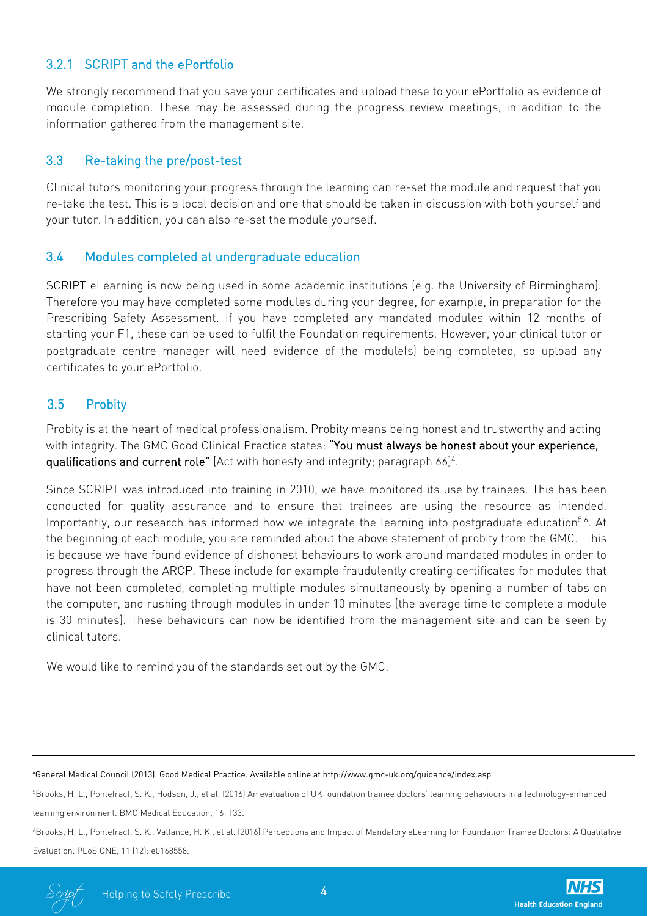### 3.2.1 SCRIPT and the ePortfolio

We strongly recommend that you save your certificates and upload these to your ePortfolio as evidence of module completion. These may be assessed during the progress review meetings, in addition to the information gathered from the management site.

### 3.3 Re-taking the pre/post-test

Clinical tutors monitoring your progress through the learning can re-set the module and request that you re-take the test. This is a local decision and one that should be taken in discussion with both yourself and your tutor. In addition, you can also re-set the module yourself.

### 3.4 Modules completed at undergraduate education

SCRIPT eLearning is now being used in some academic institutions (e.g. the University of Birmingham). Therefore you may have completed some modules during your degree, for example, in preparation for the Prescribing Safety Assessment. If you have completed any mandated modules within 12 months of starting your F1, these can be used to fulfil the Foundation requirements. However, your clinical tutor or postgraduate centre manager will need evidence of the module(s) being completed, so upload any certificates to your ePortfolio.

### 3.5 Probity

Probity is at the heart of medical professionalism. Probity means being honest and trustworthy and acting with integrity. The GMC Good Clinical Practice states: **"You must always be honest about your experience, qualifications and current role"** (Act with honesty and integrity; paragraph 66)[4].

Since SCRIPT was introduced into training in 2010, we have monitored its use by trainees. This has been conducted for quality assurance and to ensure that trainees are using the resource as intended. Importantly, our research has informed how we integrate the learning into postgraduate education[5,6]. At the beginning of each module, you are reminded about the above statement of probity from the GMC. This is because we have found evidence of dishonest behaviours to work around mandated modules in order to progress through the ARCP. These include for example fraudulently creating certificates for modules that have not been completed, completing multiple modules simultaneously by opening a number of tabs on the computer, and rushing through modules in under 10 minutes (the average time to complete a module is 30 minutes). These behaviours can now be identified from the management site and can be seen by clinical tutors.

We would like to remind you of the standards set out by the GMC.

---

[4] General Medical Council (2013). Good Medical Practice. Available online at http://www.gmc-uk.org/guidance/index.asp

[5] Brooks, H. L., Pontefract, S. K., Hodson, J., et al. (2016) An evaluation of UK foundation trainee doctors' learning behaviours in a technology-enhanced learning environment. BMC Medical Education, 16: 133.

[6] Brooks, H. L., Pontefract, S. K., Vallance, H. K., et al. (2016) Perceptions and Impact of Mandatory eLearning for Foundation Trainee Doctors: A Qualitative Evaluation. PLoS ONE, 11 (12): e0168558.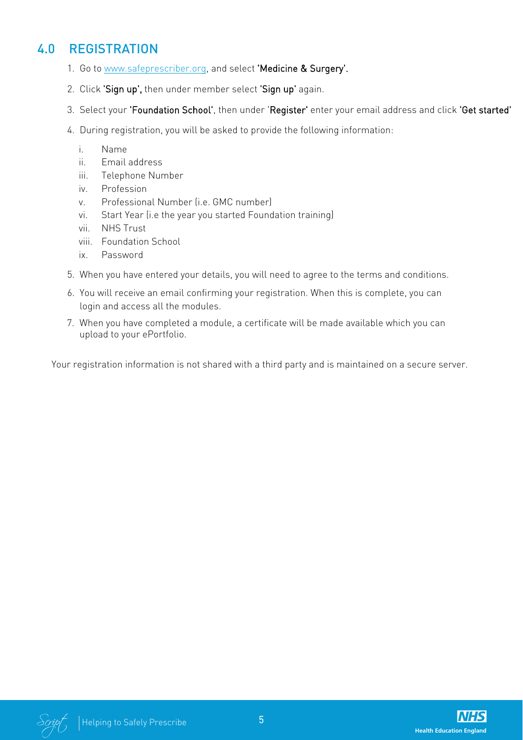## 4.0 REGISTRATION

1. Go to www.safeprescriber.org, and select 'Medicine & Surgery'.
2. Click 'Sign up', then under member select 'Sign up' again.
3. Select your 'Foundation School', then under 'Register' enter your email address and click 'Get started'
4. During registration, you will be asked to provide the following information:
   1. Name
   2. Email address
   3. Telephone Number
   4. Profession
   5. Professional Number (i.e. GMC number)
   6. Start Year (i.e the year you started Foundation training)
   7. NHS Trust
   8. Foundation School
   9. Password
5. When you have entered your details, you will need to agree to the terms and conditions.
6. You will receive an email confirming your registration. When this is complete, you can login and access all the modules.
7. When you have completed a module, a certificate will be made available which you can upload to your ePortfolio.

Your registration information is not shared with a third party and is maintained on a secure server.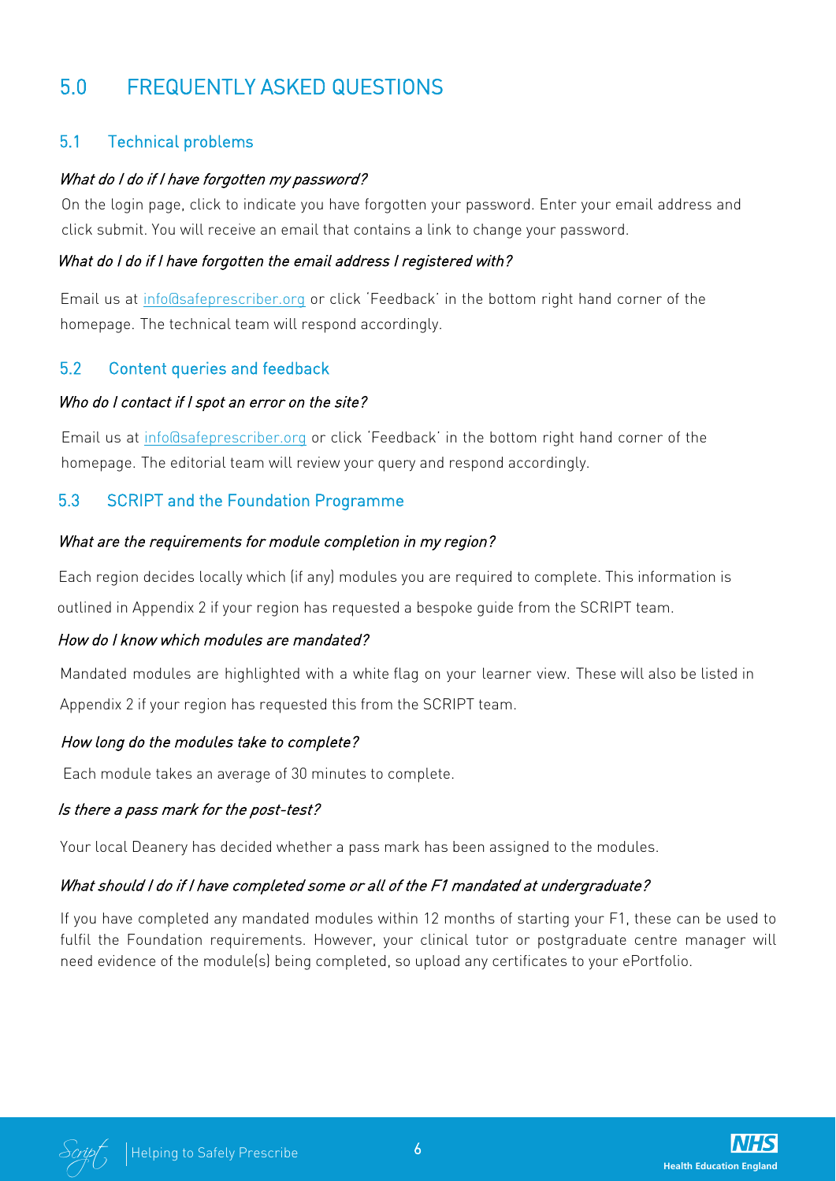# 5.0 FREQUENTLY ASKED QUESTIONS

## 5.1 Technical problems

*What do I do if I have forgotten my password?*

On the login page, click to indicate you have forgotten your password. Enter your email address and click submit. You will receive an email that contains a link to change your password.

*What do I do if I have forgotten the email address I registered with?*

Email us at info@safeprescriber.org or click 'Feedback' in the bottom right hand corner of the homepage. The technical team will respond accordingly.

## 5.2 Content queries and feedback

*Who do I contact if I spot an error on the site?*

Email us at info@safeprescriber.org or click 'Feedback' in the bottom right hand corner of the homepage. The editorial team will review your query and respond accordingly.

## 5.3 SCRIPT and the Foundation Programme

*What are the requirements for module completion in my region?*

Each region decides locally which (if any) modules you are required to complete. This information is outlined in Appendix 2 if your region has requested a bespoke guide from the SCRIPT team.

*How do I know which modules are mandated?*

Mandated modules are highlighted with a white flag on your learner view. These will also be listed in Appendix 2 if your region has requested this from the SCRIPT team.

*How long do the modules take to complete?*

Each module takes an average of 30 minutes to complete.

*Is there a pass mark for the post-test?*

Your local Deanery has decided whether a pass mark has been assigned to the modules.

*What should I do if I have completed some or all of the F1 mandated at undergraduate?*

If you have completed any mandated modules within 12 months of starting your F1, these can be used to fulfil the Foundation requirements. However, your clinical tutor or postgraduate centre manager will need evidence of the module(s) being completed, so upload any certificates to your ePortfolio.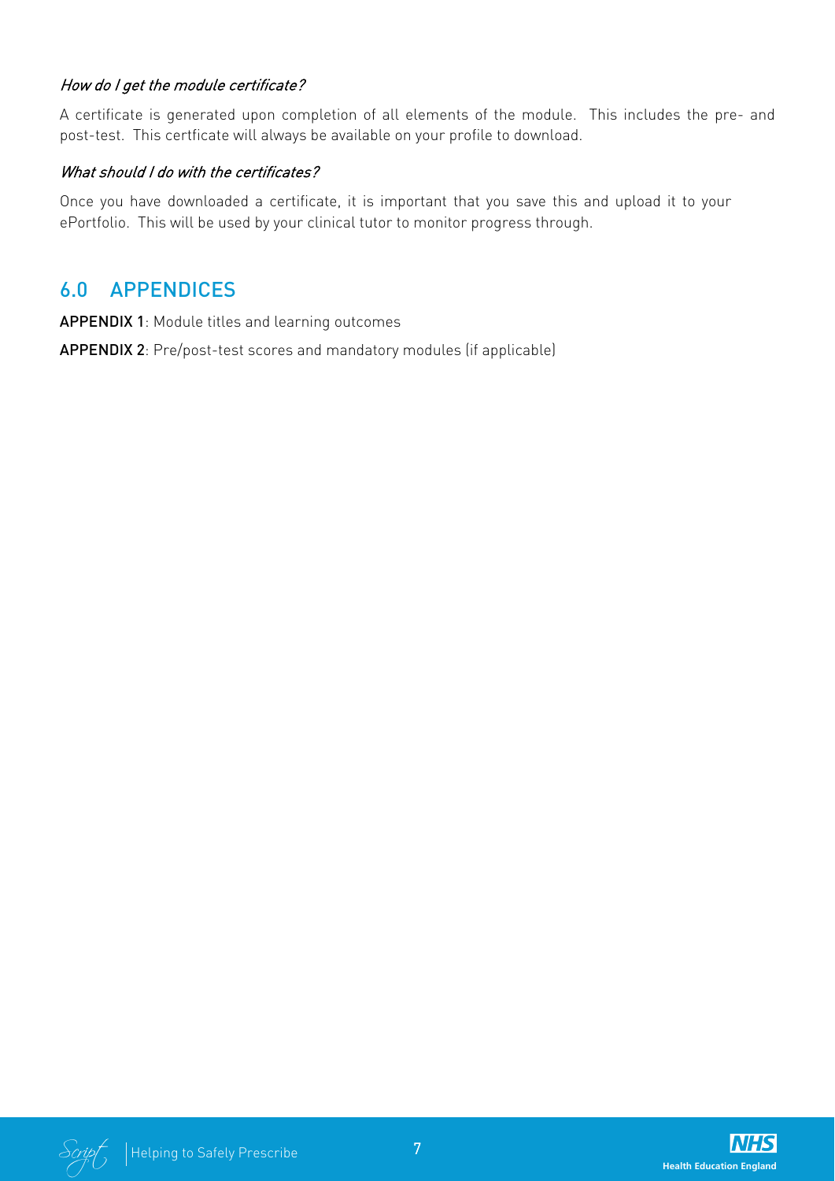### *How do I get the module certificate?*

A certificate is generated upon completion of all elements of the module. This includes the pre- and post-test. This certficate will always be available on your profile to download.

### *What should I do with the certificates?*

Once you have downloaded a certificate, it is important that you save this and upload it to your ePortfolio. This will be used by your clinical tutor to monitor progress through.

## 6.0 APPENDICES

**APPENDIX 1**: Module titles and learning outcomes

**APPENDIX 2**: Pre/post-test scores and mandatory modules (if applicable)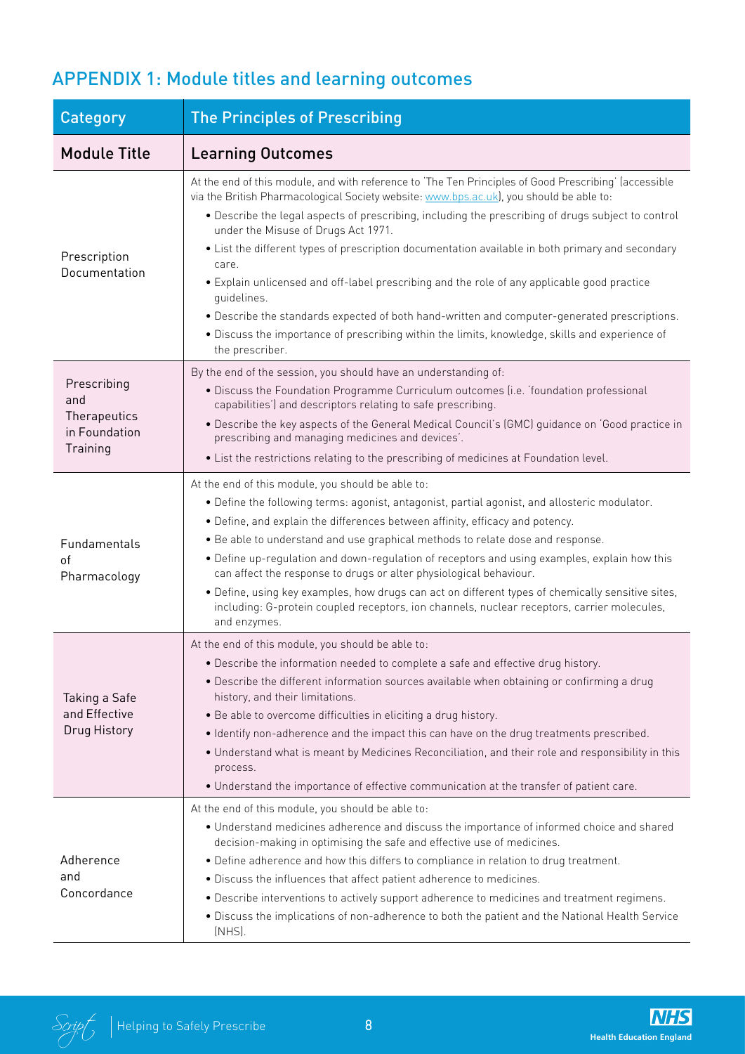## APPENDIX 1: Module titles and learning outcomes

| Category | The Principles of Prescribing |
|---|---|
| **Module Title** | **Learning Outcomes** |
| Prescription Documentation | At the end of this module, and with reference to 'The Ten Principles of Good Prescribing' (accessible via the British Pharmacological Society website: [www.bps.ac.uk](http://www.bps.ac.uk)), you should be able to:<br>• Describe the legal aspects of prescribing, including the prescribing of drugs subject to control under the Misuse of Drugs Act 1971.<br>• List the different types of prescription documentation available in both primary and secondary care.<br>• Explain unlicensed and off-label prescribing and the role of any applicable good practice guidelines.<br>• Describe the standards expected of both hand-written and computer-generated prescriptions.<br>• Discuss the importance of prescribing within the limits, knowledge, skills and experience of the prescriber. |
| Prescribing and Therapeutics in Foundation Training | By the end of the session, you should have an understanding of:<br>• Discuss the Foundation Programme Curriculum outcomes (i.e. 'foundation professional capabilities') and descriptors relating to safe prescribing.<br>• Describe the key aspects of the General Medical Council's (GMC) guidance on 'Good practice in prescribing and managing medicines and devices'.<br>• List the restrictions relating to the prescribing of medicines at Foundation level. |
| Fundamentals of Pharmacology | At the end of this module, you should be able to:<br>• Define the following terms: agonist, antagonist, partial agonist, and allosteric modulator.<br>• Define, and explain the differences between affinity, efficacy and potency.<br>• Be able to understand and use graphical methods to relate dose and response.<br>• Define up-regulation and down-regulation of receptors and using examples, explain how this can affect the response to drugs or alter physiological behaviour.<br>• Define, using key examples, how drugs can act on different types of chemically sensitive sites, including: G-protein coupled receptors, ion channels, nuclear receptors, carrier molecules, and enzymes. |
| Taking a Safe and Effective Drug History | At the end of this module, you should be able to:<br>• Describe the information needed to complete a safe and effective drug history.<br>• Describe the different information sources available when obtaining or confirming a drug history, and their limitations.<br>• Be able to overcome difficulties in eliciting a drug history.<br>• Identify non-adherence and the impact this can have on the drug treatments prescribed.<br>• Understand what is meant by Medicines Reconciliation, and their role and responsibility in this process.<br>• Understand the importance of effective communication at the transfer of patient care. |
| Adherence and Concordance | At the end of this module, you should be able to:<br>• Understand medicines adherence and discuss the importance of informed choice and shared decision-making in optimising the safe and effective use of medicines.<br>• Define adherence and how this differs to compliance in relation to drug treatment.<br>• Discuss the influences that affect patient adherence to medicines.<br>• Describe interventions to actively support adherence to medicines and treatment regimens.<br>• Discuss the implications of non-adherence to both the patient and the National Health Service (NHS). |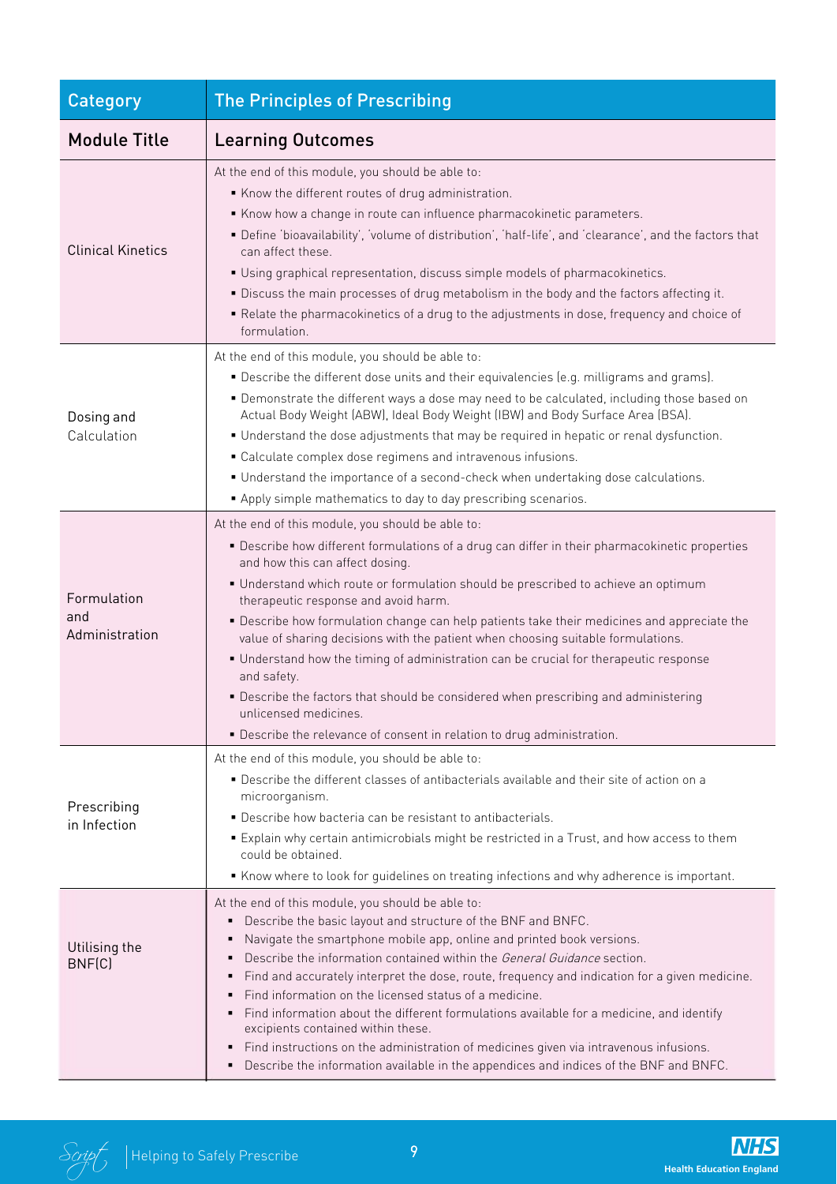| Category | The Principles of Prescribing |
|---|---|
| **Module Title** | **Learning Outcomes** |
| Clinical Kinetics | At the end of this module, you should be able to:<br>▪ Know the different routes of drug administration.<br>▪ Know how a change in route can influence pharmacokinetic parameters.<br>▪ Define 'bioavailability', 'volume of distribution', 'half-life', and 'clearance', and the factors that can affect these.<br>▪ Using graphical representation, discuss simple models of pharmacokinetics.<br>▪ Discuss the main processes of drug metabolism in the body and the factors affecting it.<br>▪ Relate the pharmacokinetics of a drug to the adjustments in dose, frequency and choice of formulation. |
| Dosing and Calculation | At the end of this module, you should be able to:<br>▪ Describe the different dose units and their equivalencies (e.g. milligrams and grams).<br>▪ Demonstrate the different ways a dose may need to be calculated, including those based on Actual Body Weight (ABW), Ideal Body Weight (IBW) and Body Surface Area (BSA).<br>▪ Understand the dose adjustments that may be required in hepatic or renal dysfunction.<br>▪ Calculate complex dose regimens and intravenous infusions.<br>▪ Understand the importance of a second-check when undertaking dose calculations.<br>▪ Apply simple mathematics to day to day prescribing scenarios. |
| Formulation and Administration | At the end of this module, you should be able to:<br>▪ Describe how different formulations of a drug can differ in their pharmacokinetic properties and how this can affect dosing.<br>▪ Understand which route or formulation should be prescribed to achieve an optimum therapeutic response and avoid harm.<br>▪ Describe how formulation change can help patients take their medicines and appreciate the value of sharing decisions with the patient when choosing suitable formulations.<br>▪ Understand how the timing of administration can be crucial for therapeutic response and safety.<br>▪ Describe the factors that should be considered when prescribing and administering unlicensed medicines.<br>▪ Describe the relevance of consent in relation to drug administration. |
| Prescribing in Infection | At the end of this module, you should be able to:<br>▪ Describe the different classes of antibacterials available and their site of action on a microorganism.<br>▪ Describe how bacteria can be resistant to antibacterials.<br>▪ Explain why certain antimicrobials might be restricted in a Trust, and how access to them could be obtained.<br>▪ Know where to look for guidelines on treating infections and why adherence is important. |
| Utilising the BNF(C) | At the end of this module, you should be able to:<br>▪ Describe the basic layout and structure of the BNF and BNFC.<br>▪ Navigate the smartphone mobile app, online and printed book versions.<br>▪ Describe the information contained within the *General Guidance* section.<br>▪ Find and accurately interpret the dose, route, frequency and indication for a given medicine.<br>▪ Find information on the licensed status of a medicine.<br>▪ Find information about the different formulations available for a medicine, and identify excipients contained within these.<br>▪ Find instructions on the administration of medicines given via intravenous infusions.<br>▪ Describe the information available in the appendices and indices of the BNF and BNFC. |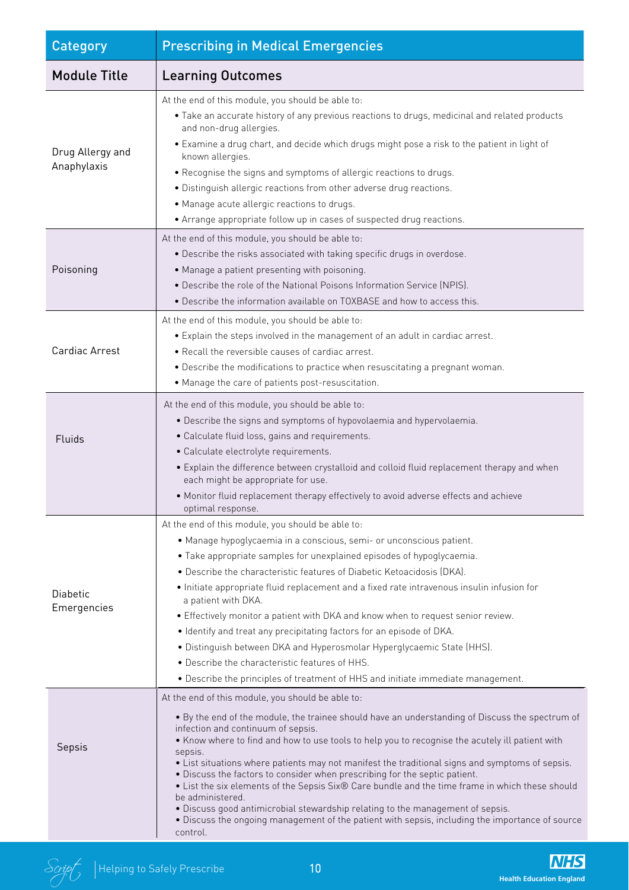| Category | Prescribing in Medical Emergencies |
| --- | --- |
| **Module Title** | **Learning Outcomes** |
| Drug Allergy and Anaphylaxis | At the end of this module, you should be able to:<br>• Take an accurate history of any previous reactions to drugs, medicinal and related products and non-drug allergies.<br>• Examine a drug chart, and decide which drugs might pose a risk to the patient in light of known allergies.<br>• Recognise the signs and symptoms of allergic reactions to drugs.<br>• Distinguish allergic reactions from other adverse drug reactions.<br>• Manage acute allergic reactions to drugs.<br>• Arrange appropriate follow up in cases of suspected drug reactions. |
| Poisoning | At the end of this module, you should be able to:<br>• Describe the risks associated with taking specific drugs in overdose.<br>• Manage a patient presenting with poisoning.<br>• Describe the role of the National Poisons Information Service (NPIS).<br>• Describe the information available on TOXBASE and how to access this. |
| Cardiac Arrest | At the end of this module, you should be able to:<br>• Explain the steps involved in the management of an adult in cardiac arrest.<br>• Recall the reversible causes of cardiac arrest.<br>• Describe the modifications to practice when resuscitating a pregnant woman.<br>• Manage the care of patients post-resuscitation. |
| Fluids | At the end of this module, you should be able to:<br>• Describe the signs and symptoms of hypovolaemia and hypervolaemia.<br>• Calculate fluid loss, gains and requirements.<br>• Calculate electrolyte requirements.<br>• Explain the difference between crystalloid and colloid fluid replacement therapy and when each might be appropriate for use.<br>• Monitor fluid replacement therapy effectively to avoid adverse effects and achieve optimal response. |
| Diabetic Emergencies | At the end of this module, you should be able to:<br>• Manage hypoglycaemia in a conscious, semi- or unconscious patient.<br>• Take appropriate samples for unexplained episodes of hypoglycaemia.<br>• Describe the characteristic features of Diabetic Ketoacidosis (DKA).<br>• Initiate appropriate fluid replacement and a fixed rate intravenous insulin infusion for a patient with DKA.<br>• Effectively monitor a patient with DKA and know when to request senior review.<br>• Identify and treat any precipitating factors for an episode of DKA.<br>• Distinguish between DKA and Hyperosmolar Hyperglycaemic State (HHS).<br>• Describe the characteristic features of HHS.<br>• Describe the principles of treatment of HHS and initiate immediate management. |
| Sepsis | At the end of this module, you should be able to:<br>• By the end of the module, the trainee should have an understanding of Discuss the spectrum of infection and continuum of sepsis.<br>• Know where to find and how to use tools to help you to recognise the acutely ill patient with sepsis.<br>• List situations where patients may not manifest the traditional signs and symptoms of sepsis.<br>• Discuss the factors to consider when prescribing for the septic patient.<br>• List the six elements of the Sepsis Six® Care bundle and the time frame in which these should be administered.<br>• Discuss good antimicrobial stewardship relating to the management of sepsis.<br>• Discuss the ongoing management of the patient with sepsis, including the importance of source control. |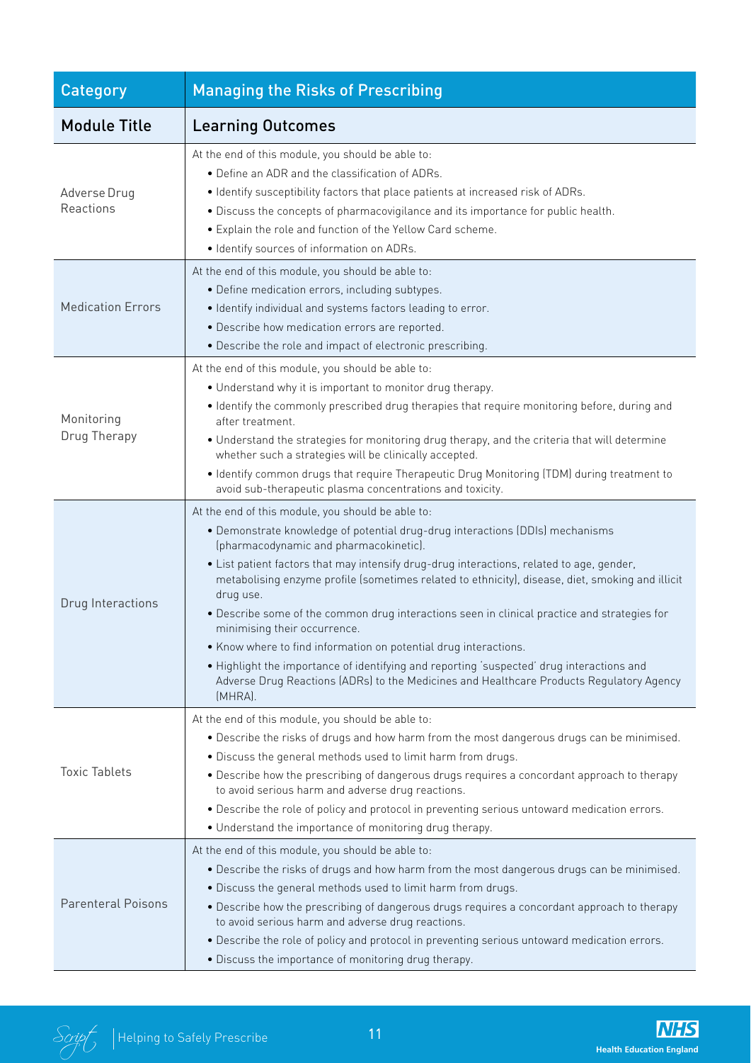| Category | Managing the Risks of Prescribing |
|---|---|
| **Module Title** | **Learning Outcomes** |
| Adverse Drug Reactions | At the end of this module, you should be able to:<br>• Define an ADR and the classification of ADRs.<br>• Identify susceptibility factors that place patients at increased risk of ADRs.<br>• Discuss the concepts of pharmacovigilance and its importance for public health.<br>• Explain the role and function of the Yellow Card scheme.<br>• Identify sources of information on ADRs. |
| Medication Errors | At the end of this module, you should be able to:<br>• Define medication errors, including subtypes.<br>• Identify individual and systems factors leading to error.<br>• Describe how medication errors are reported.<br>• Describe the role and impact of electronic prescribing. |
| Monitoring Drug Therapy | At the end of this module, you should be able to:<br>• Understand why it is important to monitor drug therapy.<br>• Identify the commonly prescribed drug therapies that require monitoring before, during and after treatment.<br>• Understand the strategies for monitoring drug therapy, and the criteria that will determine whether such a strategies will be clinically accepted.<br>• Identify common drugs that require Therapeutic Drug Monitoring (TDM) during treatment to avoid sub-therapeutic plasma concentrations and toxicity. |
| Drug Interactions | At the end of this module, you should be able to:<br>• Demonstrate knowledge of potential drug-drug interactions (DDIs) mechanisms (pharmacodynamic and pharmacokinetic).<br>• List patient factors that may intensify drug-drug interactions, related to age, gender, metabolising enzyme profile (sometimes related to ethnicity), disease, diet, smoking and illicit drug use.<br>• Describe some of the common drug interactions seen in clinical practice and strategies for minimising their occurrence.<br>• Know where to find information on potential drug interactions.<br>• Highlight the importance of identifying and reporting 'suspected' drug interactions and Adverse Drug Reactions (ADRs) to the Medicines and Healthcare Products Regulatory Agency (MHRA). |
| Toxic Tablets | At the end of this module, you should be able to:<br>• Describe the risks of drugs and how harm from the most dangerous drugs can be minimised.<br>• Discuss the general methods used to limit harm from drugs.<br>• Describe how the prescribing of dangerous drugs requires a concordant approach to therapy to avoid serious harm and adverse drug reactions.<br>• Describe the role of policy and protocol in preventing serious untoward medication errors.<br>• Understand the importance of monitoring drug therapy. |
| Parenteral Poisons | At the end of this module, you should be able to:<br>• Describe the risks of drugs and how harm from the most dangerous drugs can be minimised.<br>• Discuss the general methods used to limit harm from drugs.<br>• Describe how the prescribing of dangerous drugs requires a concordant approach to therapy to avoid serious harm and adverse drug reactions.<br>• Describe the role of policy and protocol in preventing serious untoward medication errors.<br>• Discuss the importance of monitoring drug therapy. |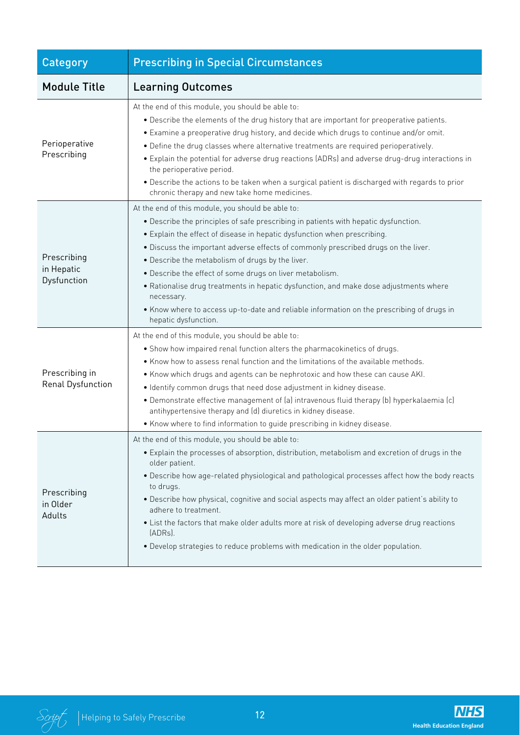| Category | Prescribing in Special Circumstances |
| --- | --- |
| **Module Title** | **Learning Outcomes** |
| Perioperative Prescribing | At the end of this module, you should be able to:<br>• Describe the elements of the drug history that are important for preoperative patients.<br>• Examine a preoperative drug history, and decide which drugs to continue and/or omit.<br>• Define the drug classes where alternative treatments are required perioperatively.<br>• Explain the potential for adverse drug reactions (ADRs) and adverse drug-drug interactions in the perioperative period.<br>• Describe the actions to be taken when a surgical patient is discharged with regards to prior chronic therapy and new take home medicines. |
| Prescribing in Hepatic Dysfunction | At the end of this module, you should be able to:<br>• Describe the principles of safe prescribing in patients with hepatic dysfunction.<br>• Explain the effect of disease in hepatic dysfunction when prescribing.<br>• Discuss the important adverse effects of commonly prescribed drugs on the liver.<br>• Describe the metabolism of drugs by the liver.<br>• Describe the effect of some drugs on liver metabolism.<br>• Rationalise drug treatments in hepatic dysfunction, and make dose adjustments where necessary.<br>• Know where to access up-to-date and reliable information on the prescribing of drugs in hepatic dysfunction. |
| Prescribing in Renal Dysfunction | At the end of this module, you should be able to:<br>• Show how impaired renal function alters the pharmacokinetics of drugs.<br>• Know how to assess renal function and the limitations of the available methods.<br>• Know which drugs and agents can be nephrotoxic and how these can cause AKI.<br>• Identify common drugs that need dose adjustment in kidney disease.<br>• Demonstrate effective management of (a) intravenous fluid therapy (b) hyperkalaemia (c) antihypertensive therapy and (d) diuretics in kidney disease.<br>• Know where to find information to guide prescribing in kidney disease. |
| Prescribing in Older Adults | At the end of this module, you should be able to:<br>• Explain the processes of absorption, distribution, metabolism and excretion of drugs in the older patient.<br>• Describe how age-related physiological and pathological processes affect how the body reacts to drugs.<br>• Describe how physical, cognitive and social aspects may affect an older patient's ability to adhere to treatment.<br>• List the factors that make older adults more at risk of developing adverse drug reactions (ADRs).<br>• Develop strategies to reduce problems with medication in the older population. |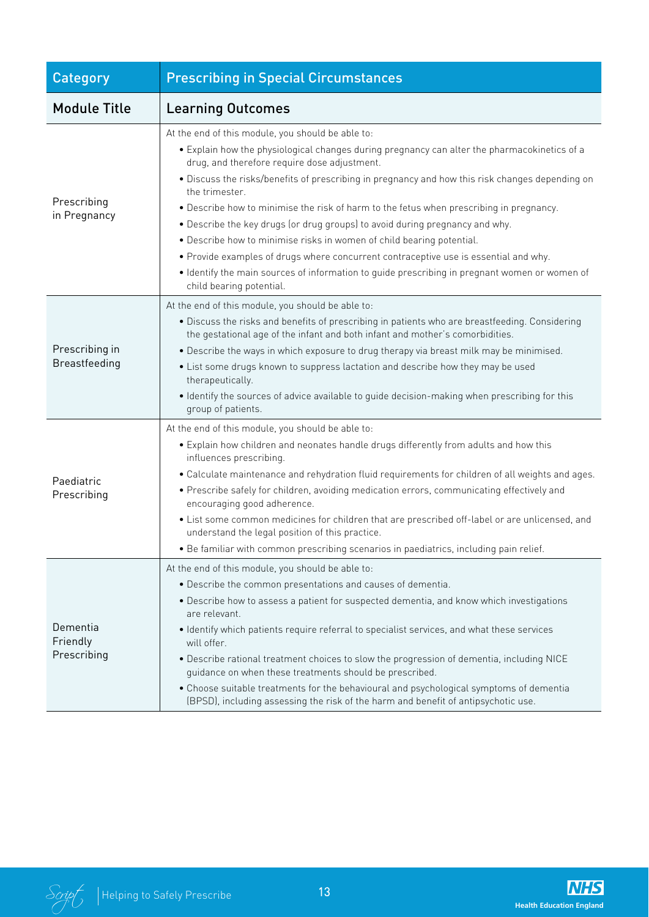| Category | Prescribing in Special Circumstances |
|---|---|
| **Module Title** | **Learning Outcomes** |
| Prescribing in Pregnancy | At the end of this module, you should be able to:<br>• Explain how the physiological changes during pregnancy can alter the pharmacokinetics of a drug, and therefore require dose adjustment.<br>• Discuss the risks/benefits of prescribing in pregnancy and how this risk changes depending on the trimester.<br>• Describe how to minimise the risk of harm to the fetus when prescribing in pregnancy.<br>• Describe the key drugs (or drug groups) to avoid during pregnancy and why.<br>• Describe how to minimise risks in women of child bearing potential.<br>• Provide examples of drugs where concurrent contraceptive use is essential and why.<br>• Identify the main sources of information to guide prescribing in pregnant women or women of child bearing potential. |
| Prescribing in Breastfeeding | At the end of this module, you should be able to:<br>• Discuss the risks and benefits of prescribing in patients who are breastfeeding. Considering the gestational age of the infant and both infant and mother's comorbidities.<br>• Describe the ways in which exposure to drug therapy via breast milk may be minimised.<br>• List some drugs known to suppress lactation and describe how they may be used therapeutically.<br>• Identify the sources of advice available to guide decision-making when prescribing for this group of patients. |
| Paediatric Prescribing | At the end of this module, you should be able to:<br>• Explain how children and neonates handle drugs differently from adults and how this influences prescribing.<br>• Calculate maintenance and rehydration fluid requirements for children of all weights and ages.<br>• Prescribe safely for children, avoiding medication errors, communicating effectively and encouraging good adherence.<br>• List some common medicines for children that are prescribed off-label or are unlicensed, and understand the legal position of this practice.<br>• Be familiar with common prescribing scenarios in paediatrics, including pain relief. |
| Dementia Friendly Prescribing | At the end of this module, you should be able to:<br>• Describe the common presentations and causes of dementia.<br>• Describe how to assess a patient for suspected dementia, and know which investigations are relevant.<br>• Identify which patients require referral to specialist services, and what these services will offer.<br>• Describe rational treatment choices to slow the progression of dementia, including NICE guidance on when these treatments should be prescribed.<br>• Choose suitable treatments for the behavioural and psychological symptoms of dementia (BPSD), including assessing the risk of the harm and benefit of antipsychotic use. |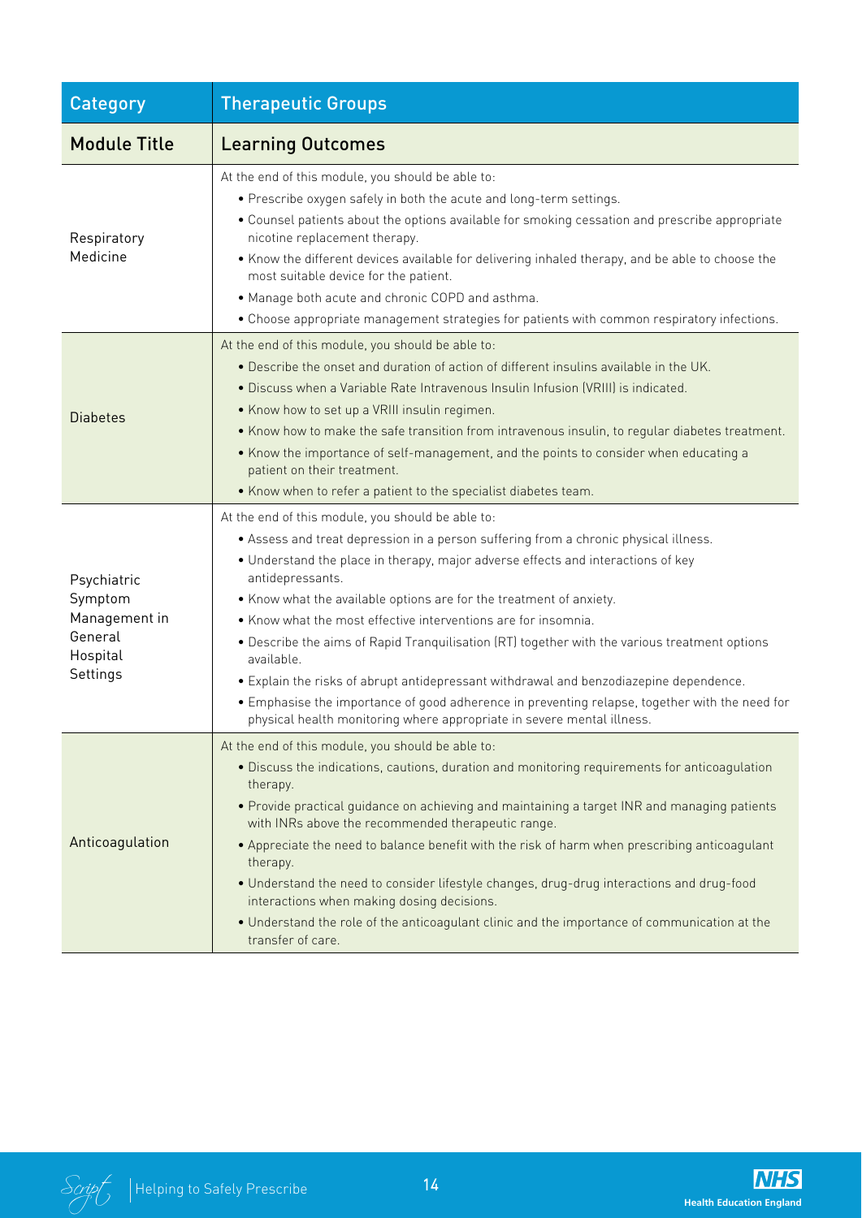| Category | Therapeutic Groups |
|---|---|
| **Module Title** | **Learning Outcomes** |
| Respiratory Medicine | At the end of this module, you should be able to:<br>• Prescribe oxygen safely in both the acute and long-term settings.<br>• Counsel patients about the options available for smoking cessation and prescribe appropriate nicotine replacement therapy.<br>• Know the different devices available for delivering inhaled therapy, and be able to choose the most suitable device for the patient.<br>• Manage both acute and chronic COPD and asthma.<br>• Choose appropriate management strategies for patients with common respiratory infections. |
| Diabetes | At the end of this module, you should be able to:<br>• Describe the onset and duration of action of different insulins available in the UK.<br>• Discuss when a Variable Rate Intravenous Insulin Infusion (VRIII) is indicated.<br>• Know how to set up a VRIII insulin regimen.<br>• Know how to make the safe transition from intravenous insulin, to regular diabetes treatment.<br>• Know the importance of self-management, and the points to consider when educating a patient on their treatment.<br>• Know when to refer a patient to the specialist diabetes team. |
| Psychiatric Symptom Management in General Hospital Settings | At the end of this module, you should be able to:<br>• Assess and treat depression in a person suffering from a chronic physical illness.<br>• Understand the place in therapy, major adverse effects and interactions of key antidepressants.<br>• Know what the available options are for the treatment of anxiety.<br>• Know what the most effective interventions are for insomnia.<br>• Describe the aims of Rapid Tranquilisation (RT) together with the various treatment options available.<br>• Explain the risks of abrupt antidepressant withdrawal and benzodiazepine dependence.<br>• Emphasise the importance of good adherence in preventing relapse, together with the need for physical health monitoring where appropriate in severe mental illness. |
| Anticoagulation | At the end of this module, you should be able to:<br>• Discuss the indications, cautions, duration and monitoring requirements for anticoagulation therapy.<br>• Provide practical guidance on achieving and maintaining a target INR and managing patients with INRs above the recommended therapeutic range.<br>• Appreciate the need to balance benefit with the risk of harm when prescribing anticoagulant therapy.<br>• Understand the need to consider lifestyle changes, drug-drug interactions and drug-food interactions when making dosing decisions.<br>• Understand the role of the anticoagulant clinic and the importance of communication at the transfer of care. |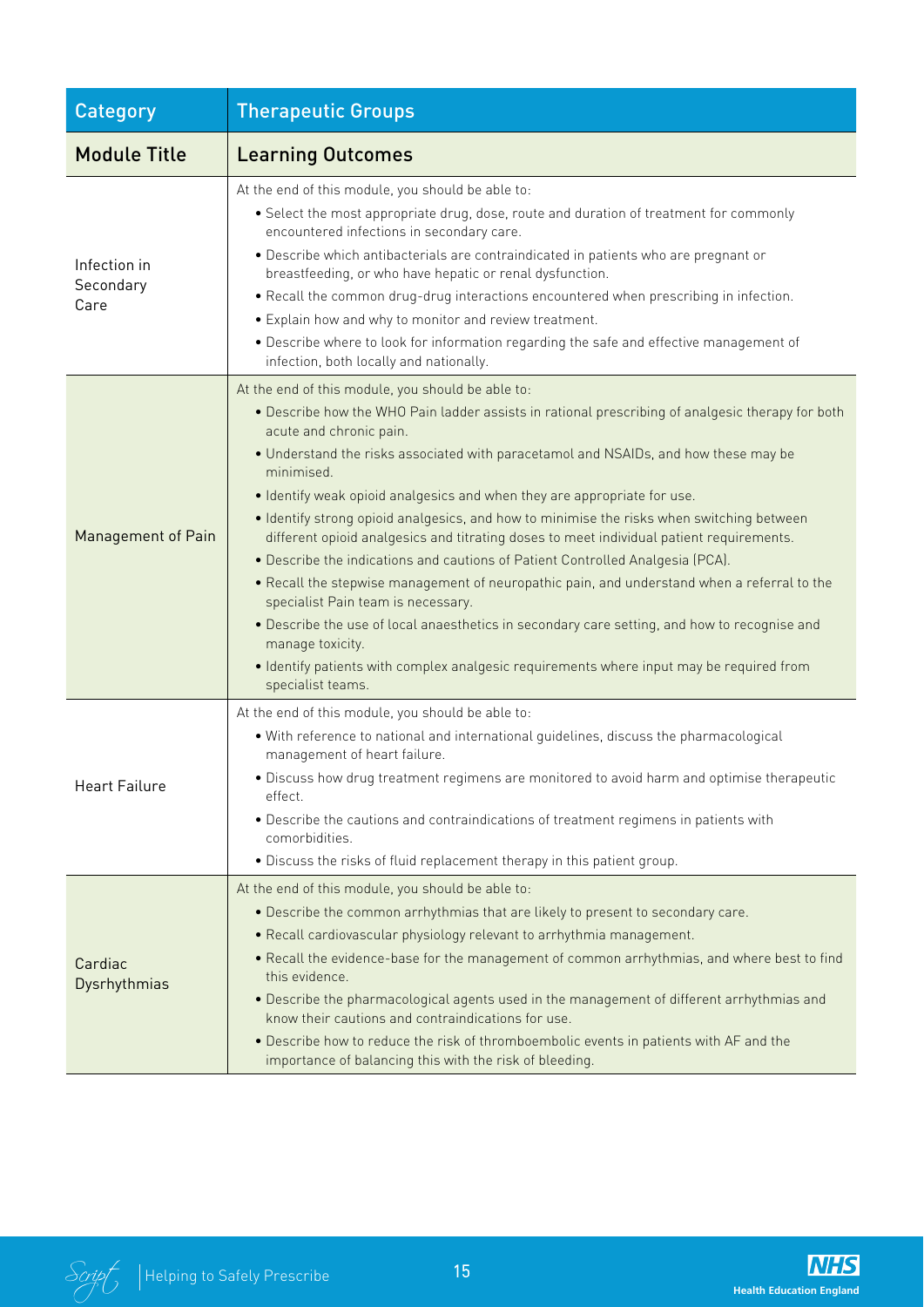| Category | Therapeutic Groups |
|---|---|
| **Module Title** | **Learning Outcomes** |
| Infection in Secondary Care | At the end of this module, you should be able to:<br>• Select the most appropriate drug, dose, route and duration of treatment for commonly encountered infections in secondary care.<br>• Describe which antibacterials are contraindicated in patients who are pregnant or breastfeeding, or who have hepatic or renal dysfunction.<br>• Recall the common drug-drug interactions encountered when prescribing in infection.<br>• Explain how and why to monitor and review treatment.<br>• Describe where to look for information regarding the safe and effective management of infection, both locally and nationally. |
| Management of Pain | At the end of this module, you should be able to:<br>• Describe how the WHO Pain ladder assists in rational prescribing of analgesic therapy for both acute and chronic pain.<br>• Understand the risks associated with paracetamol and NSAIDs, and how these may be minimised.<br>• Identify weak opioid analgesics and when they are appropriate for use.<br>• Identify strong opioid analgesics, and how to minimise the risks when switching between different opioid analgesics and titrating doses to meet individual patient requirements.<br>• Describe the indications and cautions of Patient Controlled Analgesia (PCA).<br>• Recall the stepwise management of neuropathic pain, and understand when a referral to the specialist Pain team is necessary.<br>• Describe the use of local anaesthetics in secondary care setting, and how to recognise and manage toxicity.<br>• Identify patients with complex analgesic requirements where input may be required from specialist teams. |
| Heart Failure | At the end of this module, you should be able to:<br>• With reference to national and international guidelines, discuss the pharmacological management of heart failure.<br>• Discuss how drug treatment regimens are monitored to avoid harm and optimise therapeutic effect.<br>• Describe the cautions and contraindications of treatment regimens in patients with comorbidities.<br>• Discuss the risks of fluid replacement therapy in this patient group. |
| Cardiac Dysrhythmias | At the end of this module, you should be able to:<br>• Describe the common arrhythmias that are likely to present to secondary care.<br>• Recall cardiovascular physiology relevant to arrhythmia management.<br>• Recall the evidence-base for the management of common arrhythmias, and where best to find this evidence.<br>• Describe the pharmacological agents used in the management of different arrhythmias and know their cautions and contraindications for use.<br>• Describe how to reduce the risk of thromboembolic events in patients with AF and the importance of balancing this with the risk of bleeding. |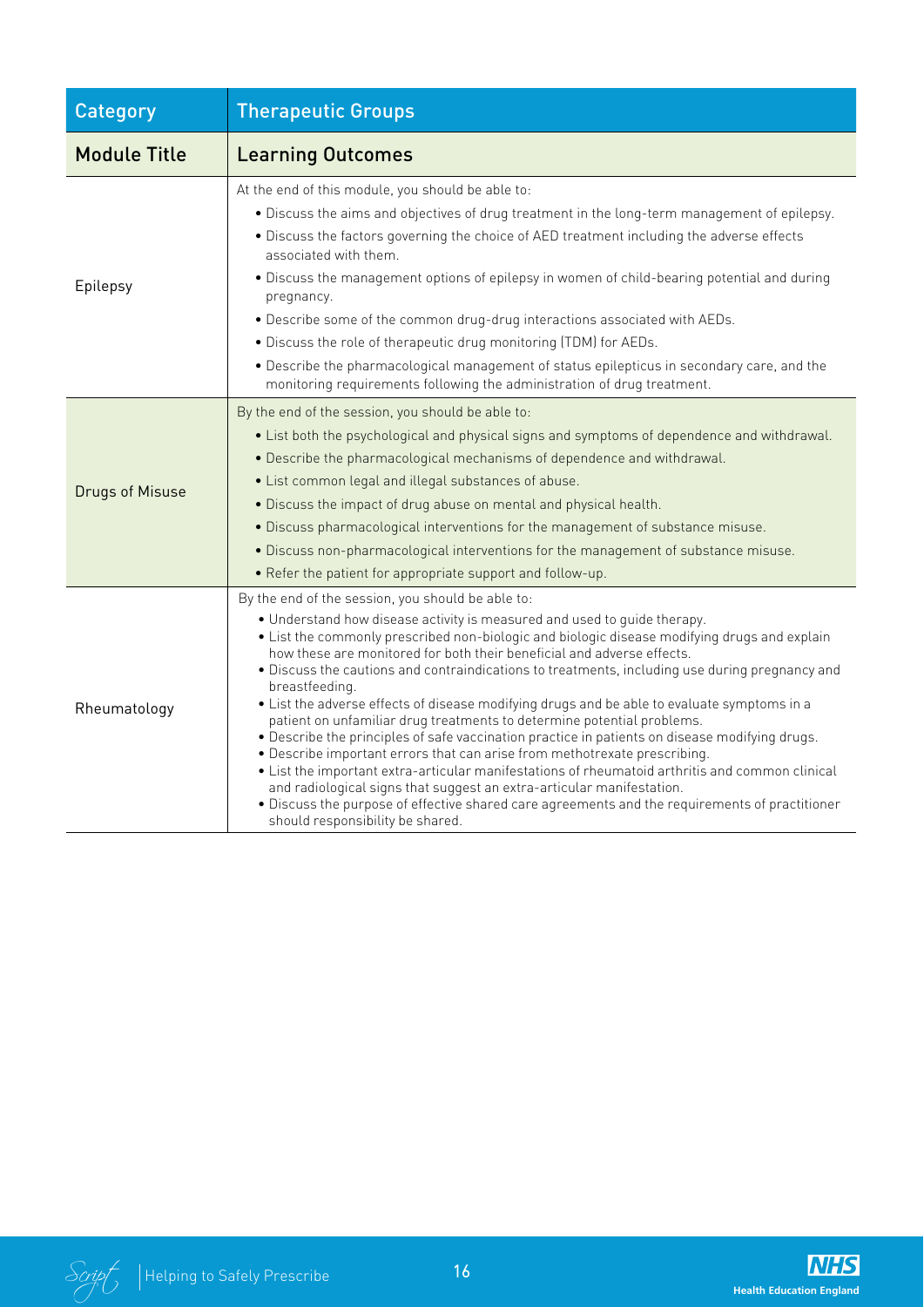| Category | Therapeutic Groups |
| --- | --- |
| **Module Title** | **Learning Outcomes** |
| Epilepsy | At the end of this module, you should be able to:<br>• Discuss the aims and objectives of drug treatment in the long-term management of epilepsy.<br>• Discuss the factors governing the choice of AED treatment including the adverse effects associated with them.<br>• Discuss the management options of epilepsy in women of child-bearing potential and during pregnancy.<br>• Describe some of the common drug-drug interactions associated with AEDs.<br>• Discuss the role of therapeutic drug monitoring (TDM) for AEDs.<br>• Describe the pharmacological management of status epilepticus in secondary care, and the monitoring requirements following the administration of drug treatment. |
| Drugs of Misuse | By the end of the session, you should be able to:<br>• List both the psychological and physical signs and symptoms of dependence and withdrawal.<br>• Describe the pharmacological mechanisms of dependence and withdrawal.<br>• List common legal and illegal substances of abuse.<br>• Discuss the impact of drug abuse on mental and physical health.<br>• Discuss pharmacological interventions for the management of substance misuse.<br>• Discuss non-pharmacological interventions for the management of substance misuse.<br>• Refer the patient for appropriate support and follow-up. |
| Rheumatology | By the end of the session, you should be able to:<br>• Understand how disease activity is measured and used to guide therapy.<br>• List the commonly prescribed non-biologic and biologic disease modifying drugs and explain how these are monitored for both their beneficial and adverse effects.<br>• Discuss the cautions and contraindications to treatments, including use during pregnancy and breastfeeding.<br>• List the adverse effects of disease modifying drugs and be able to evaluate symptoms in a patient on unfamiliar drug treatments to determine potential problems.<br>• Describe the principles of safe vaccination practice in patients on disease modifying drugs.<br>• Describe important errors that can arise from methotrexate prescribing.<br>• List the important extra-articular manifestations of rheumatoid arthritis and common clinical and radiological signs that suggest an extra-articular manifestation.<br>• Discuss the purpose of effective shared care agreements and the requirements of practitioner should responsibility be shared. |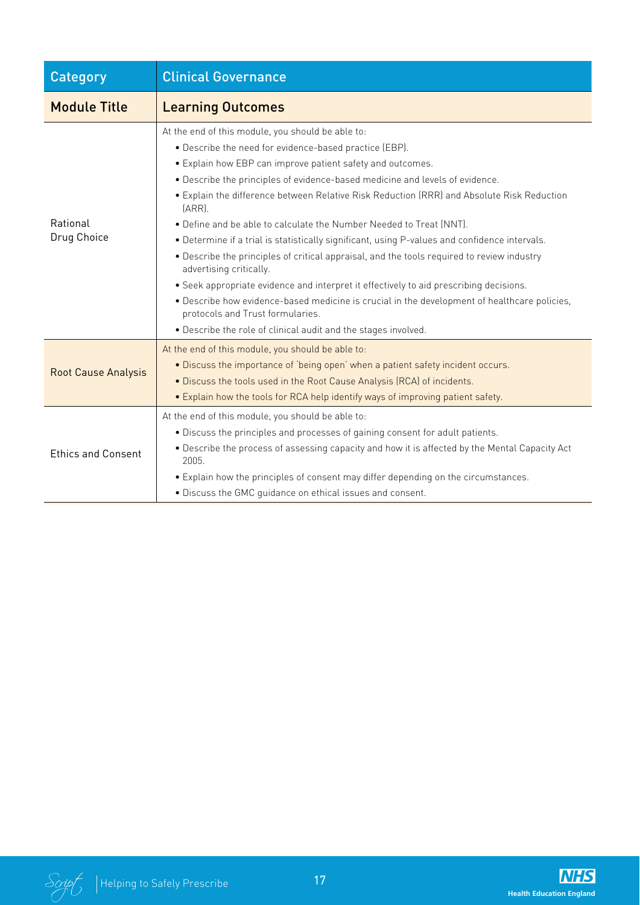| Category | Clinical Governance |
|---|---|
| **Module Title** | **Learning Outcomes** |
| Rational Drug Choice | At the end of this module, you should be able to:<br>• Describe the need for evidence-based practice (EBP).<br>• Explain how EBP can improve patient safety and outcomes.<br>• Describe the principles of evidence-based medicine and levels of evidence.<br>• Explain the difference between Relative Risk Reduction (RRR) and Absolute Risk Reduction (ARR).<br>• Define and be able to calculate the Number Needed to Treat (NNT).<br>• Determine if a trial is statistically significant, using P-values and confidence intervals.<br>• Describe the principles of critical appraisal, and the tools required to review industry advertising critically.<br>• Seek appropriate evidence and interpret it effectively to aid prescribing decisions.<br>• Describe how evidence-based medicine is crucial in the development of healthcare policies, protocols and Trust formularies.<br>• Describe the role of clinical audit and the stages involved. |
| Root Cause Analysis | At the end of this module, you should be able to:<br>• Discuss the importance of 'being open' when a patient safety incident occurs.<br>• Discuss the tools used in the Root Cause Analysis (RCA) of incidents.<br>• Explain how the tools for RCA help identify ways of improving patient safety. |
| Ethics and Consent | At the end of this module, you should be able to:<br>• Discuss the principles and processes of gaining consent for adult patients.<br>• Describe the process of assessing capacity and how it is affected by the Mental Capacity Act 2005.<br>• Explain how the principles of consent may differ depending on the circumstances.<br>• Discuss the GMC guidance on ethical issues and consent. |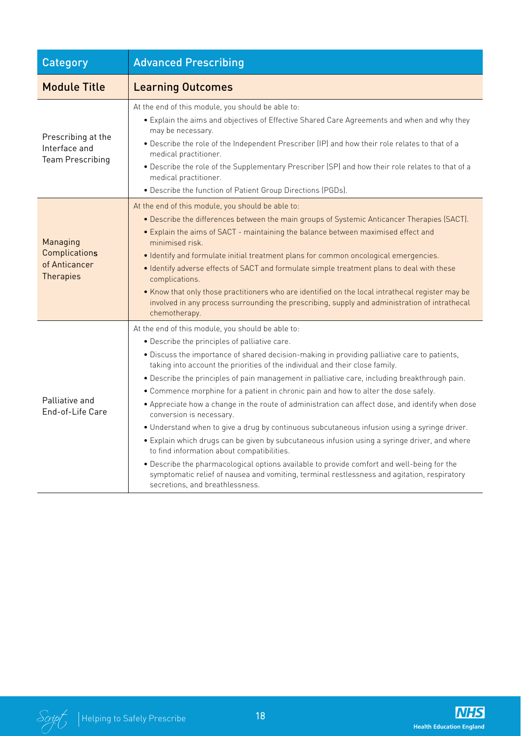| Category | Advanced Prescribing |
|---|---|
| **Module Title** | **Learning Outcomes** |
| Prescribing at the Interface and Team Prescribing | At the end of this module, you should be able to:<br>• Explain the aims and objectives of Effective Shared Care Agreements and when and why they may be necessary.<br>• Describe the role of the Independent Prescriber (IP) and how their role relates to that of a medical practitioner.<br>• Describe the role of the Supplementary Prescriber (SP) and how their role relates to that of a medical practitioner.<br>• Describe the function of Patient Group Directions (PGDs). |
| Managing Complications of Anticancer Therapies | At the end of this module, you should be able to:<br>• Describe the differences between the main groups of Systemic Anticancer Therapies (SACT).<br>• Explain the aims of SACT - maintaining the balance between maximised effect and minimised risk.<br>• Identify and formulate initial treatment plans for common oncological emergencies.<br>• Identify adverse effects of SACT and formulate simple treatment plans to deal with these complications.<br>• Know that only those practitioners who are identified on the local intrathecal register may be involved in any process surrounding the prescribing, supply and administration of intrathecal chemotherapy. |
| Palliative and End-of-Life Care | At the end of this module, you should be able to:<br>• Describe the principles of palliative care.<br>• Discuss the importance of shared decision-making in providing palliative care to patients, taking into account the priorities of the individual and their close family.<br>• Describe the principles of pain management in palliative care, including breakthrough pain.<br>• Commence morphine for a patient in chronic pain and how to alter the dose safely.<br>• Appreciate how a change in the route of administration can affect dose, and identify when dose conversion is necessary.<br>• Understand when to give a drug by continuous subcutaneous infusion using a syringe driver.<br>• Explain which drugs can be given by subcutaneous infusion using a syringe driver, and where to find information about compatibilities.<br>• Describe the pharmacological options available to provide comfort and well-being for the symptomatic relief of nausea and vomiting, terminal restlessness and agitation, respiratory secretions, and breathlessness. |